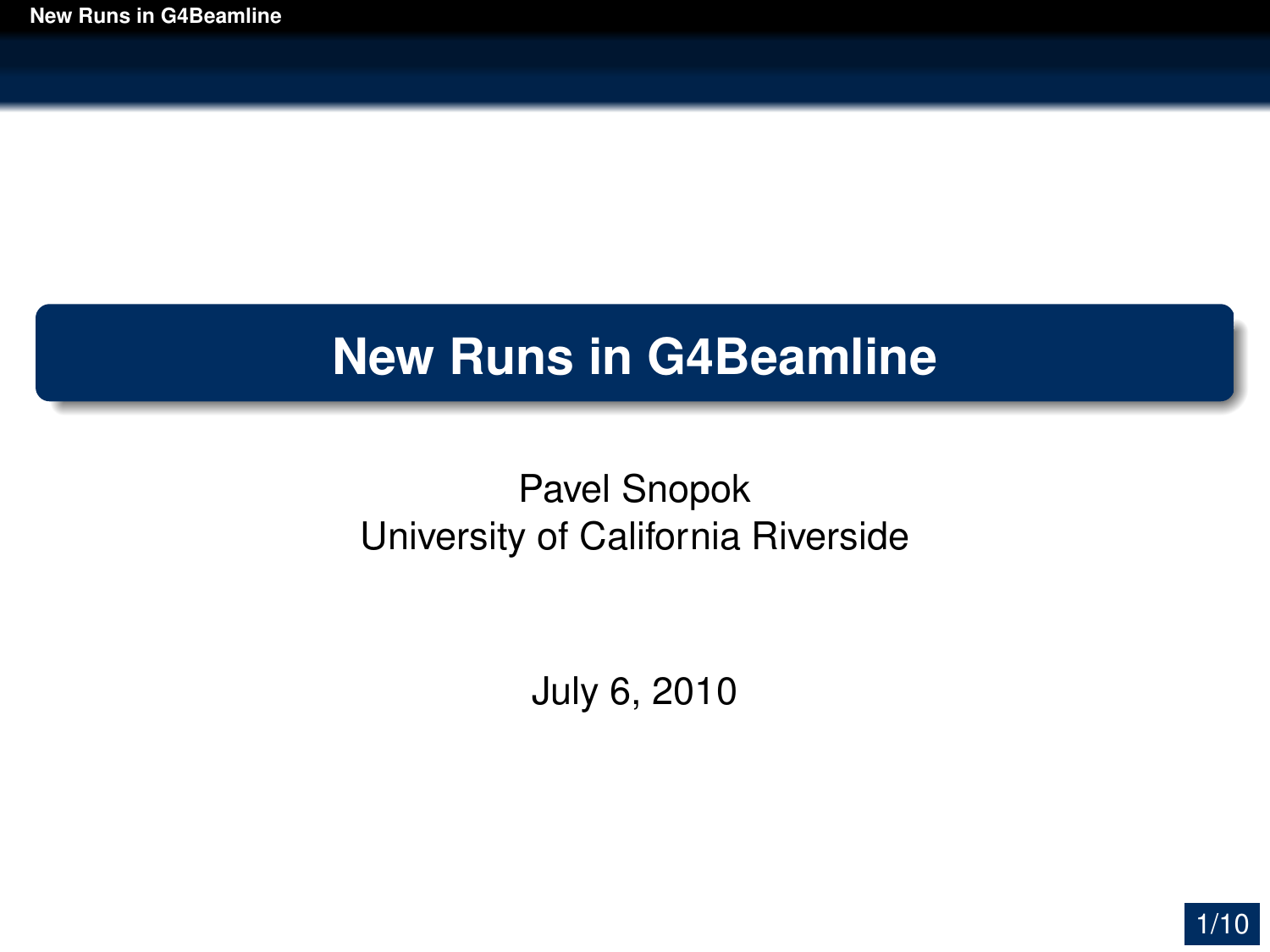# New Runs in G4Beamline

Pavel Snopok
University of California Riverside

July 6, 2010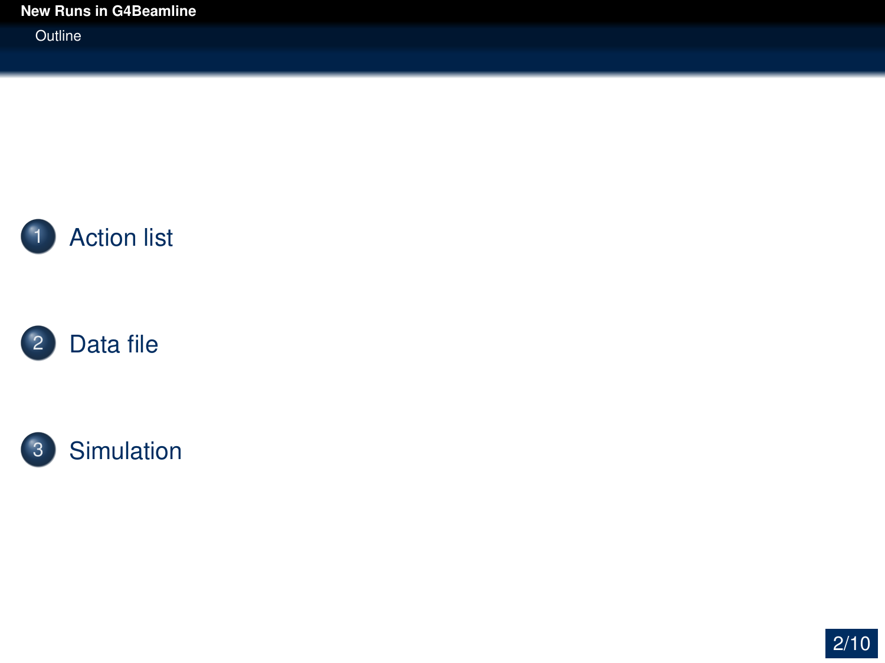## Outline

1. Action list
2. Data file
3. Simulation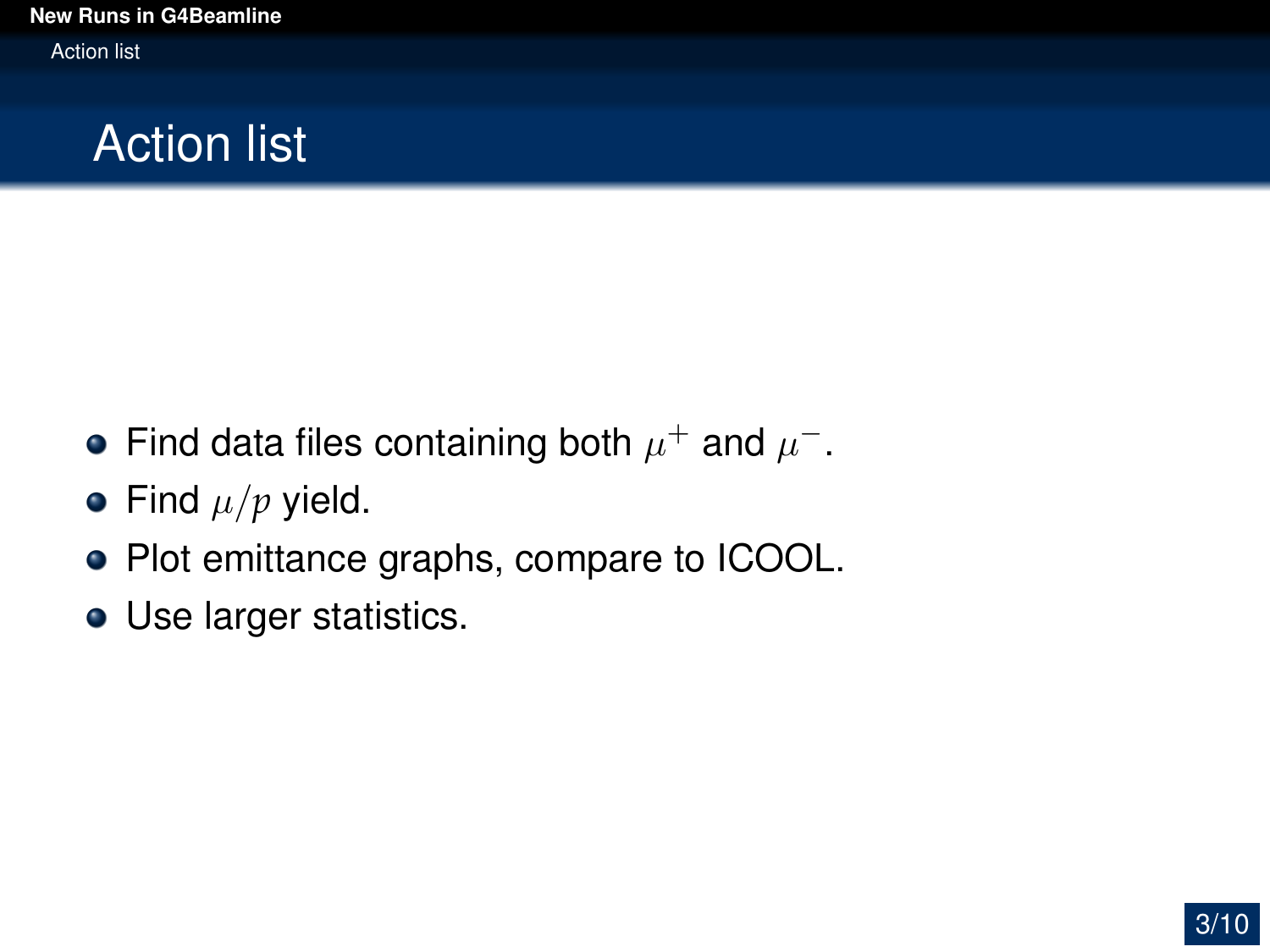# Action list

- Find data files containing both $\mu^+$ and $\mu^-$.
- Find $\mu/p$ yield.
- Plot emittance graphs, compare to ICOOL.
- Use larger statistics.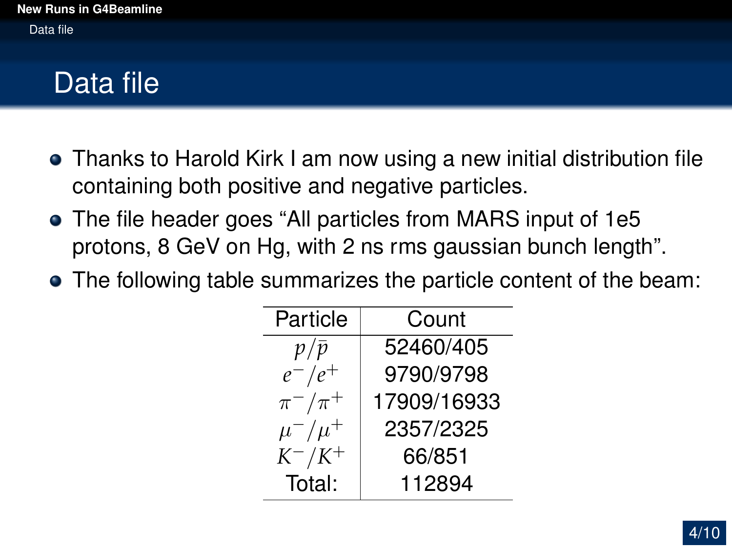# Data file

- Thanks to Harold Kirk I am now using a new initial distribution file containing both positive and negative particles.
- The file header goes "All particles from MARS input of 1e5 protons, 8 GeV on Hg, with 2 ns rms gaussian bunch length".
- The following table summarizes the particle content of the beam:

| Particle | Count |
|---|---|
| $p/\bar{p}$ | 52460/405 |
| $e^-/e^+$ | 9790/9798 |
| $\pi^-/\pi^+$ | 17909/16933 |
| $\mu^-/\mu^+$ | 2357/2325 |
| $K^-/K^+$ | 66/851 |
| Total: | 112894 |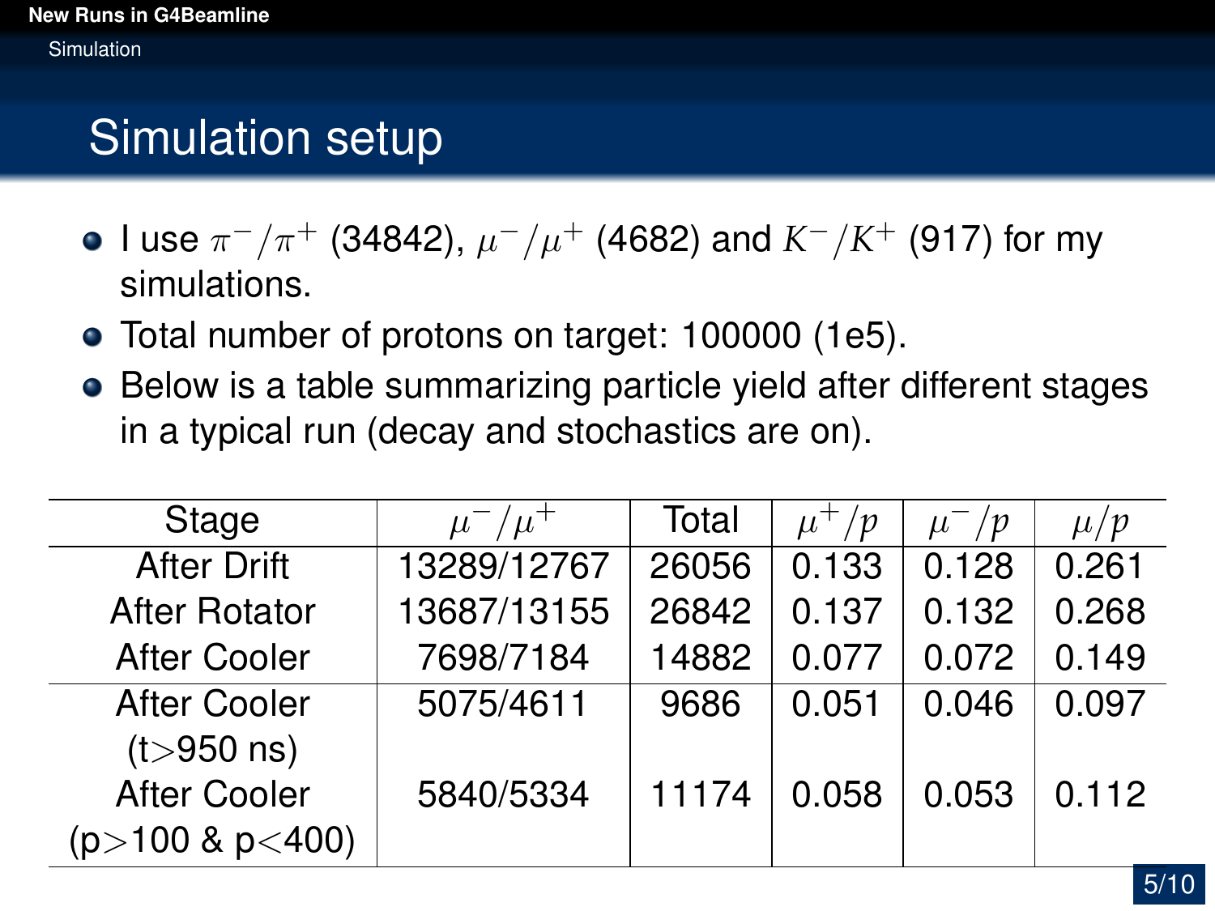# Simulation setup

- I use $\pi^-/\pi^+$ (34842), $\mu^-/\mu^+$ (4682) and $K^-/K^+$ (917) for my simulations.
- Total number of protons on target: 100000 (1e5).
- Below is a table summarizing particle yield after different stages in a typical run (decay and stochastics are on).

| Stage | $\mu^-/\mu^+$ | Total | $\mu^+/p$ | $\mu^-/p$ | $\mu/p$ |
|---|---|---|---|---|---|
| After Drift | 13289/12767 | 26056 | 0.133 | 0.128 | 0.261 |
| After Rotator | 13687/13155 | 26842 | 0.137 | 0.132 | 0.268 |
| After Cooler | 7698/7184 | 14882 | 0.077 | 0.072 | 0.149 |
| After Cooler (t>950 ns) | 5075/4611 | 9686 | 0.051 | 0.046 | 0.097 |
| After Cooler (p>100 & p<400) | 5840/5334 | 11174 | 0.058 | 0.053 | 0.112 |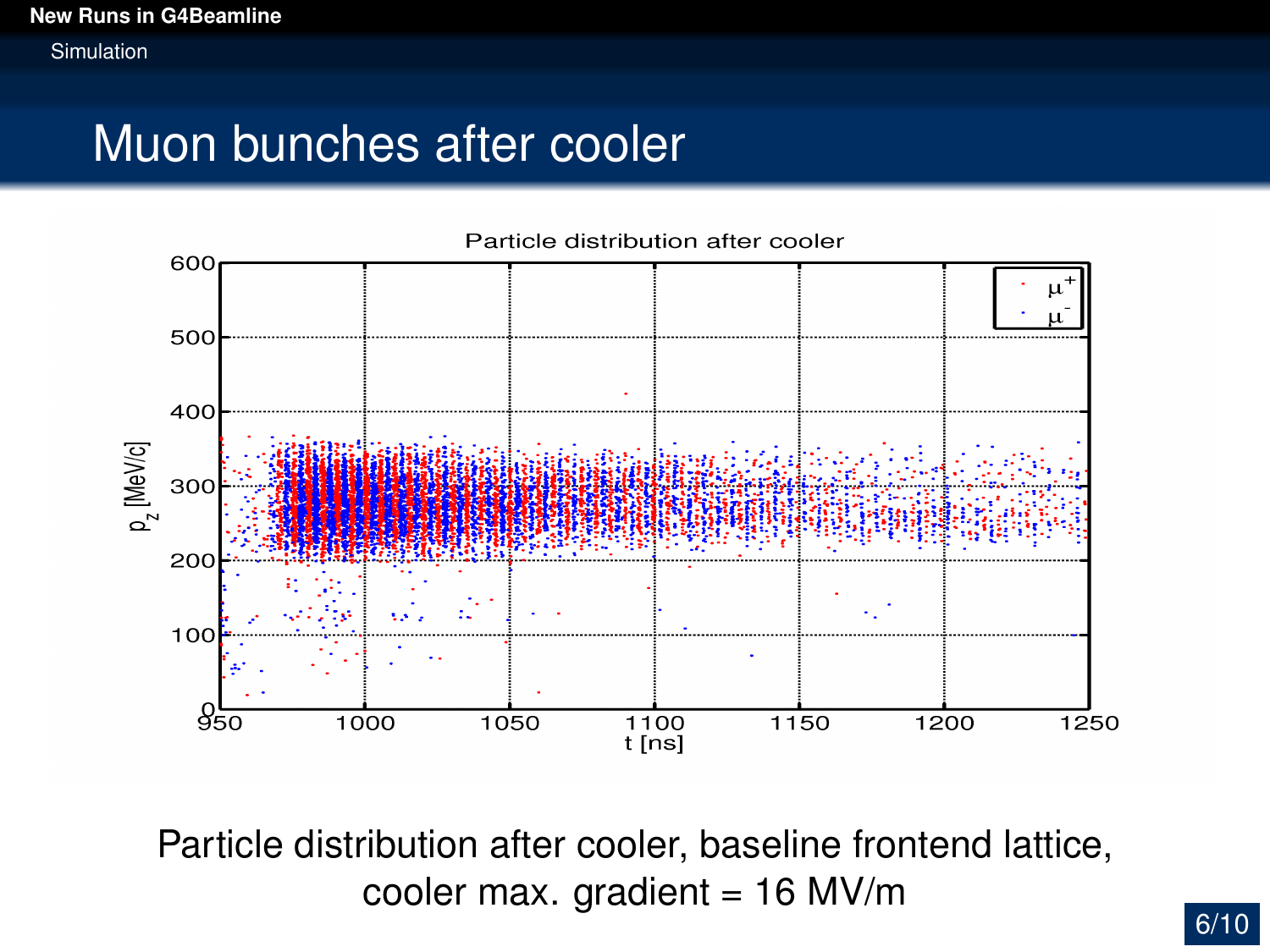# Muon bunches after cooler

Particle distribution after cooler, baseline frontend lattice, cooler max. gradient = 16 MV/m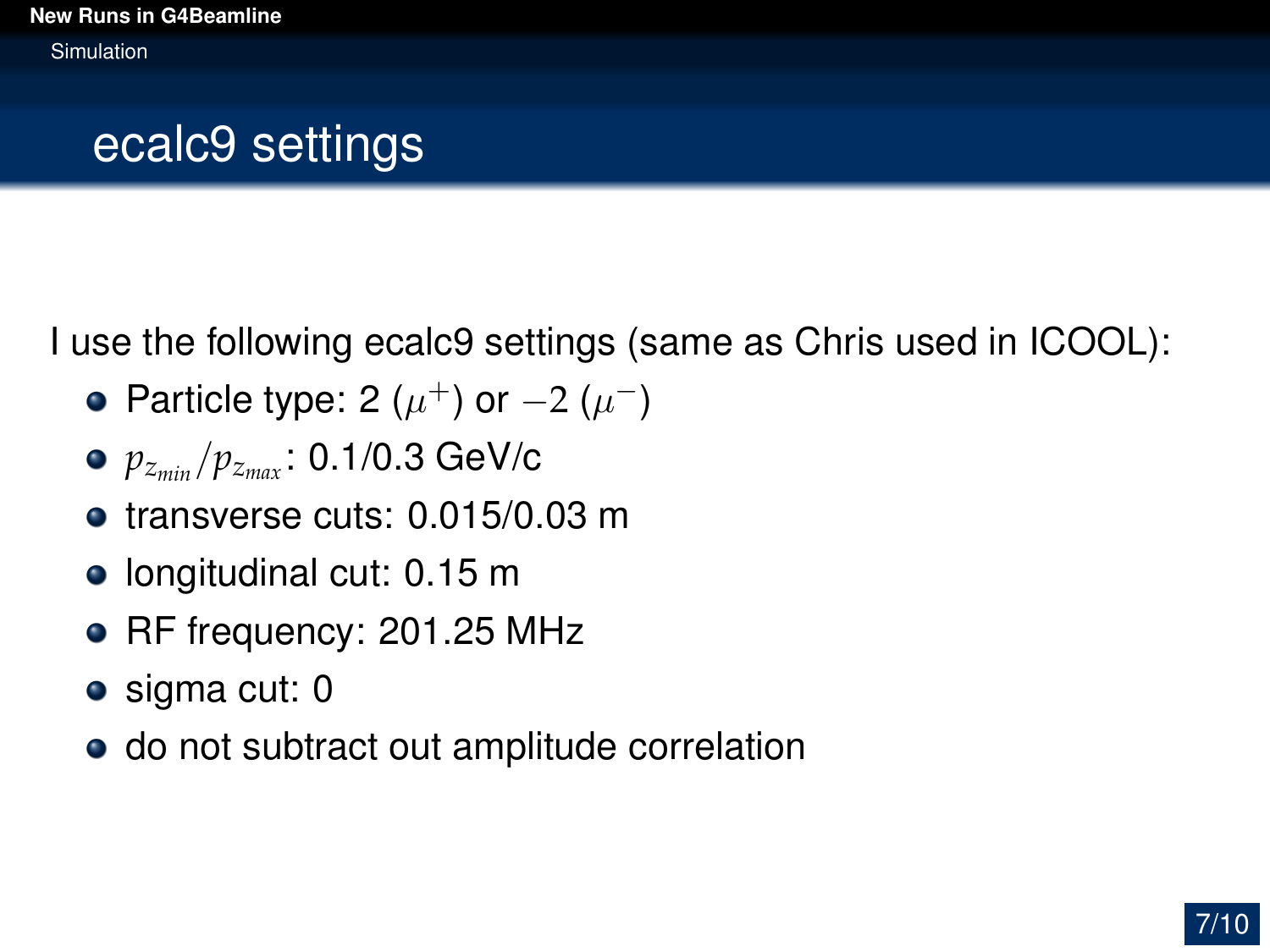# ecalc9 settings

I use the following ecalc9 settings (same as Chris used in ICOOL):

- Particle type: 2 ($\mu^+$) or $-2$ ($\mu^-$)
- $p_{z_{min}}/p_{z_{max}}$: 0.1/0.3 GeV/c
- transverse cuts: 0.015/0.03 m
- longitudinal cut: 0.15 m
- RF frequency: 201.25 MHz
- sigma cut: 0
- do not subtract out amplitude correlation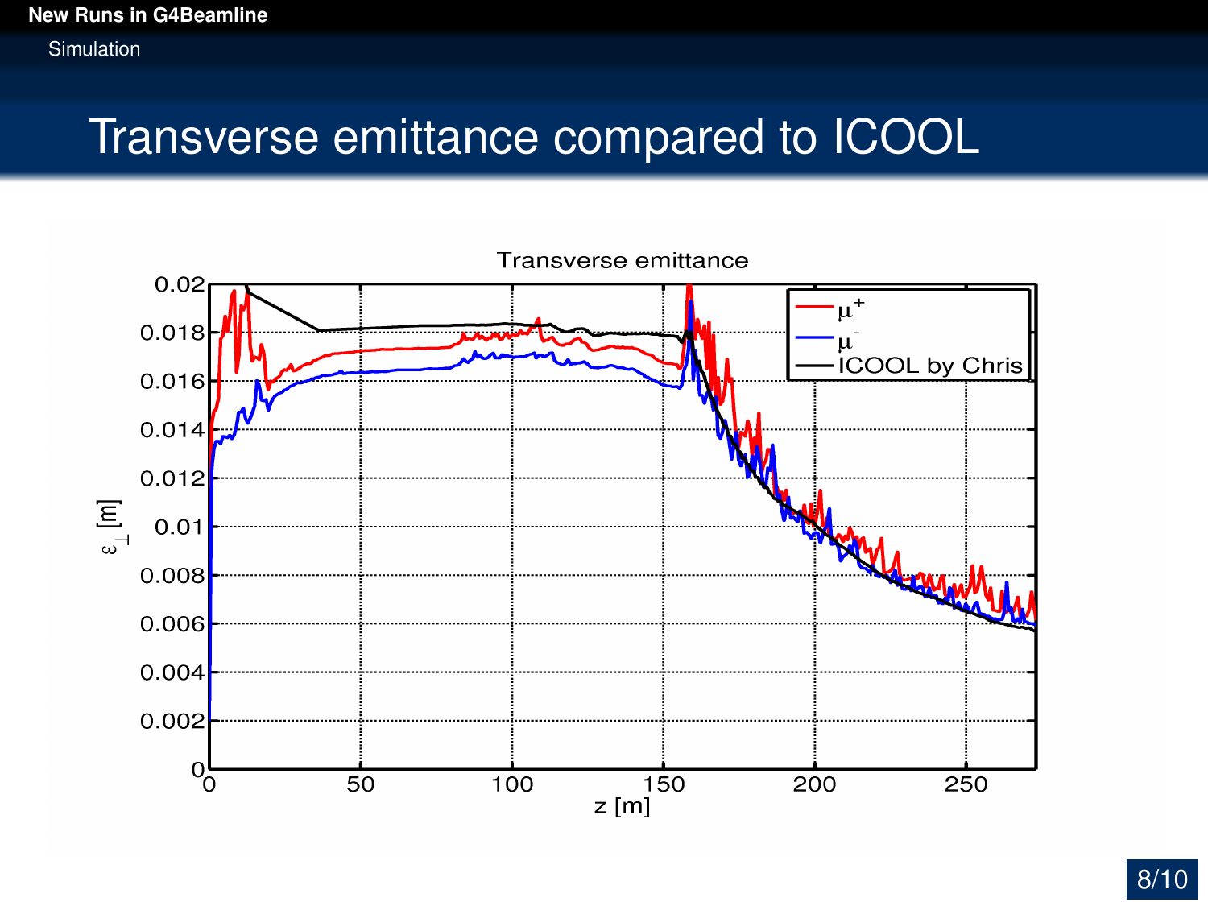# Transverse emittance compared to ICOOL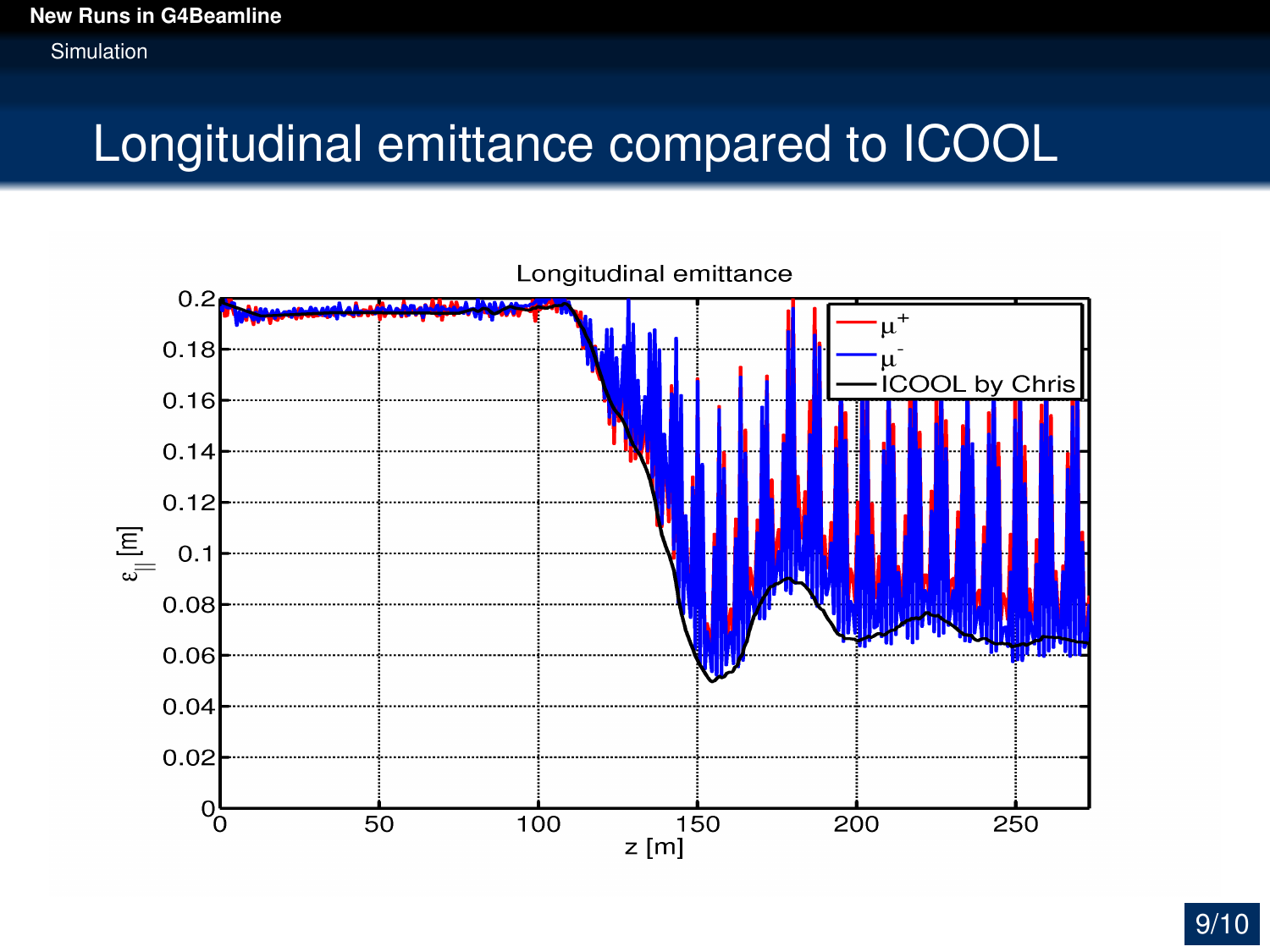# Longitudinal emittance compared to ICOOL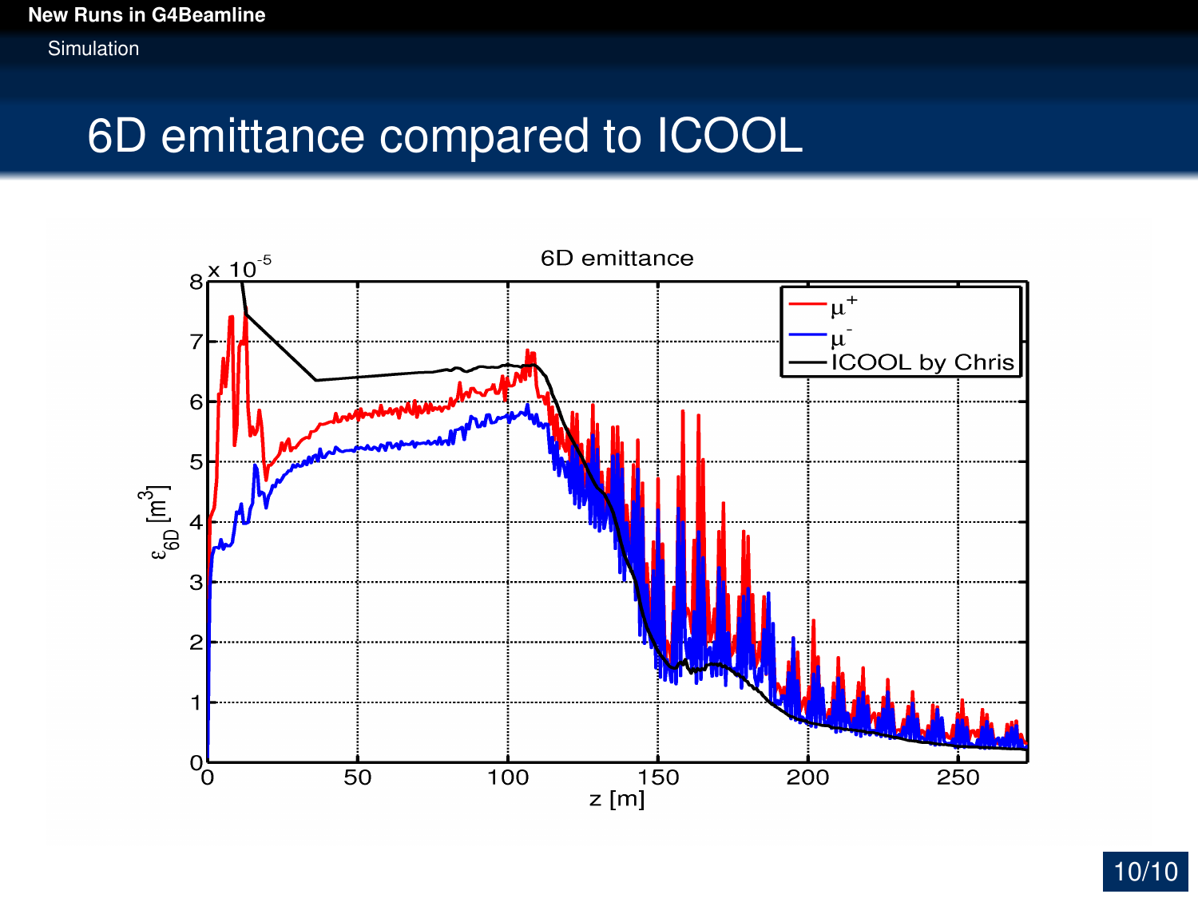# 6D emittance compared to ICOOL

6D emittance

x $10^{-5}$

8
7
6
5
4
3
2
1
0

$\varepsilon_{6D}$ [$m^3$]

0
50
100
150
200
250

z [m]

$\mu^+$
$\mu^-$
ICOOL by Chris